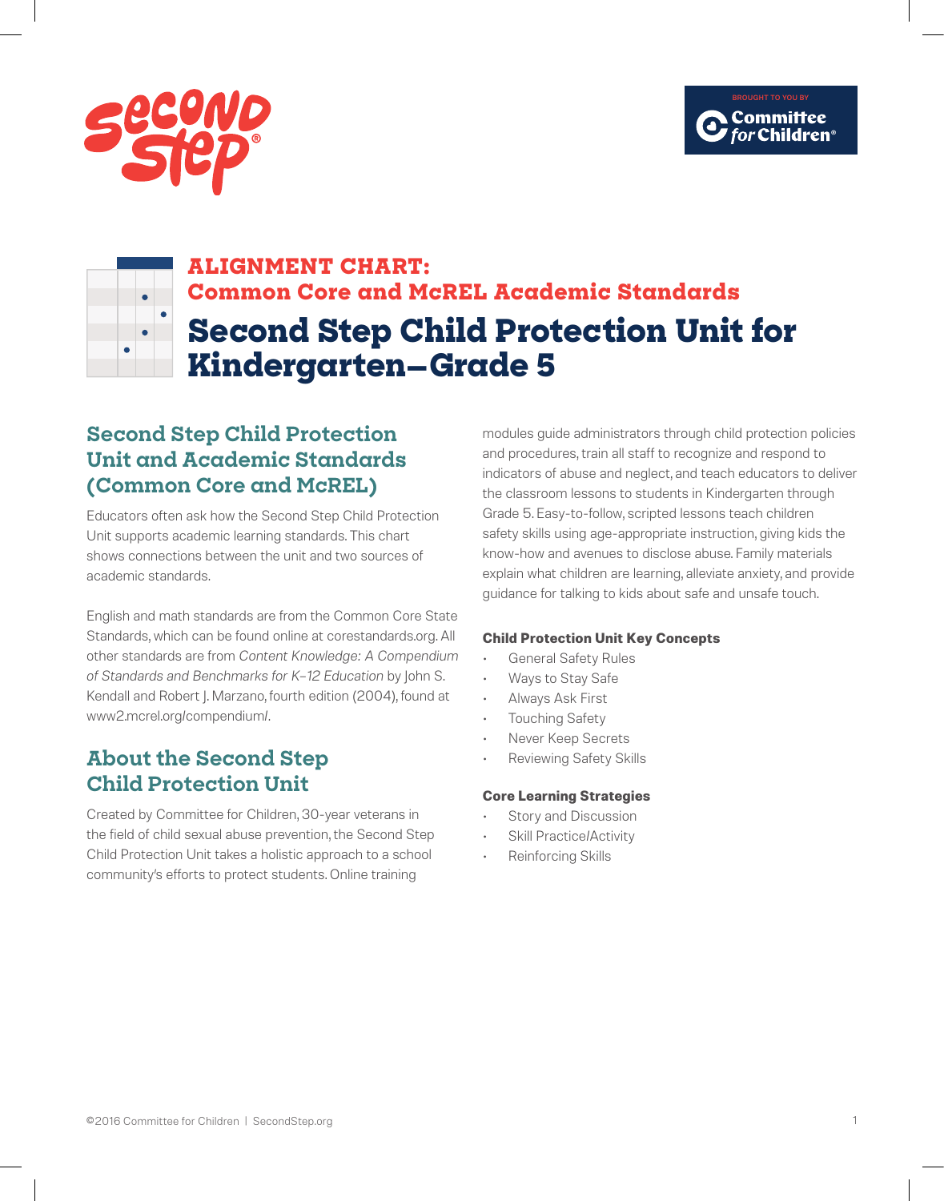Second Step®

BROUGHT TO YOU BY Committee for Children®

# ALIGNMENT CHART: Common Core and McREL Academic Standards

# Second Step Child Protection Unit for Kindergarten–Grade 5

## Second Step Child Protection Unit and Academic Standards (Common Core and McREL)

Educators often ask how the Second Step Child Protection Unit supports academic learning standards. This chart shows connections between the unit and two sources of academic standards.

English and math standards are from the Common Core State Standards, which can be found online at corestandards.org. All other standards are from *Content Knowledge: A Compendium of Standards and Benchmarks for K–12 Education* by John S. Kendall and Robert J. Marzano, fourth edition (2004), found at www2.mcrel.org/compendium/.

## About the Second Step Child Protection Unit

Created by Committee for Children, 30-year veterans in the field of child sexual abuse prevention, the Second Step Child Protection Unit takes a holistic approach to a school community's efforts to protect students. Online training modules guide administrators through child protection policies and procedures, train all staff to recognize and respond to indicators of abuse and neglect, and teach educators to deliver the classroom lessons to students in Kindergarten through Grade 5. Easy-to-follow, scripted lessons teach children safety skills using age-appropriate instruction, giving kids the know-how and avenues to disclose abuse. Family materials explain what children are learning, alleviate anxiety, and provide guidance for talking to kids about safe and unsafe touch.

**Child Protection Unit Key Concepts**

- General Safety Rules
- Ways to Stay Safe
- Always Ask First
- Touching Safety
- Never Keep Secrets
- Reviewing Safety Skills

**Core Learning Strategies**

- Story and Discussion
- Skill Practice/Activity
- Reinforcing Skills

©2016 Committee for Children | SecondStep.org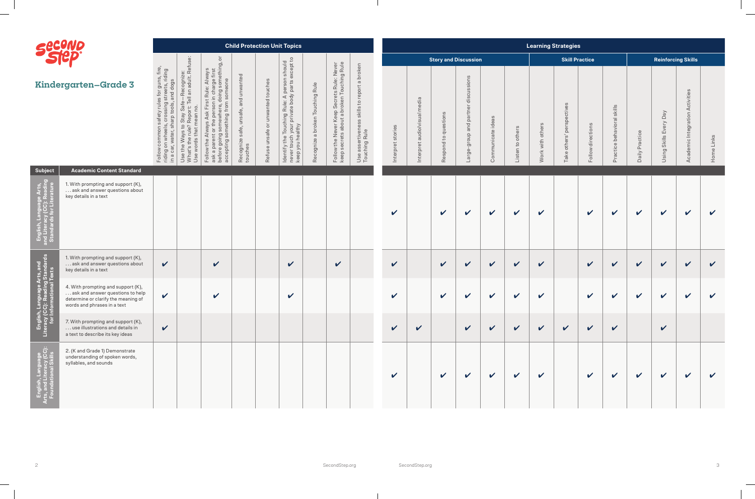# Kindergarten–Grade 3

| Subject | Academic Content Standard | Child Protection Unit Topics | | | | | | | | | Learning Strategies | | | | | | | | | | | | | |
|---|---|---|---|---|---|---|---|---|---|---|---|---|---|---|---|---|---|---|---|---|---|---|---|---|
| | | | | | | | | | | | Story and Discussion | | | | | | Skill Practice | | | | Reinforcing Skills | | | |
| | | Follow common safety rules for guns, fire, riding on wheels, crossing streets, riding in a car, water, sharp tools, and dogs | Use the Ways to Stay Safe—Recognize: What's the rule? Report: Tell an adult. Refuse: Use words that mean no. | Follow the Always Ask First Rule: Always ask a parent or the person in charge first before going somewhere, doing something, or accepting something from someone | Recognize safe, unsafe, and unwanted touches | Refuse unsafe or unwanted touches | Identify the Touching Rule: A person should never touch your private body parts except to keep you healthy | Recognize a broken Touching Rule | Follow the Never Keep Secrets Rule: Never keep secrets about a broken Touching Rule | Use assertiveness skills to report a broken Touching Rule | Interpret stories | Interpret audio/visual media | Respond to questions | Large-group and partner discussions | Communicate ideas | Listen to others | Work with others | Take others' perspectives | Follow directions | Practice behavioral skills | Daily Practice | Using Skills Every Day | Academic Integration Activities | Home Links |
| English, Language Arts, and Literacy (CC): Reading Standards for Literature | 1. With prompting and support (K), . . . ask and answer questions about key details in a text | | | | | | | | | | ✔ | | ✔ | ✔ | ✔ | ✔ | ✔ | | ✔ | ✔ | ✔ | ✔ | ✔ | ✔ |
| English, Language Arts, and Literacy (CC): Reading Standards for Informational Texts | 1. With prompting and support (K), . . . ask and answer questions about key details in a text | ✔ | | ✔ | | | ✔ | | ✔ | | ✔ | | ✔ | ✔ | ✔ | ✔ | ✔ | | ✔ | ✔ | ✔ | ✔ | ✔ | ✔ |
| | 4. With prompting and support (K), . . . ask and answer questions to help determine or clarify the meaning of words and phrases in a text | ✔ | | ✔ | | | ✔ | | | | ✔ | | ✔ | ✔ | ✔ | ✔ | ✔ | | ✔ | ✔ | ✔ | ✔ | ✔ | ✔ |
| | 7. With prompting and support (K), . . . use illustrations and details in a text to describe its key ideas | ✔ | | | | | | | | | ✔ | ✔ | | ✔ | ✔ | ✔ | ✔ | ✔ | ✔ | ✔ | | ✔ | | |
| English, Language Arts, and Literacy (CC): Foundational Skills | 2. (K and Grade 1) Demonstrate understanding of spoken words, syllables, and sounds | | | | | | | | | | ✔ | | ✔ | ✔ | ✔ | ✔ | ✔ | | ✔ | ✔ | ✔ | ✔ | ✔ | ✔ |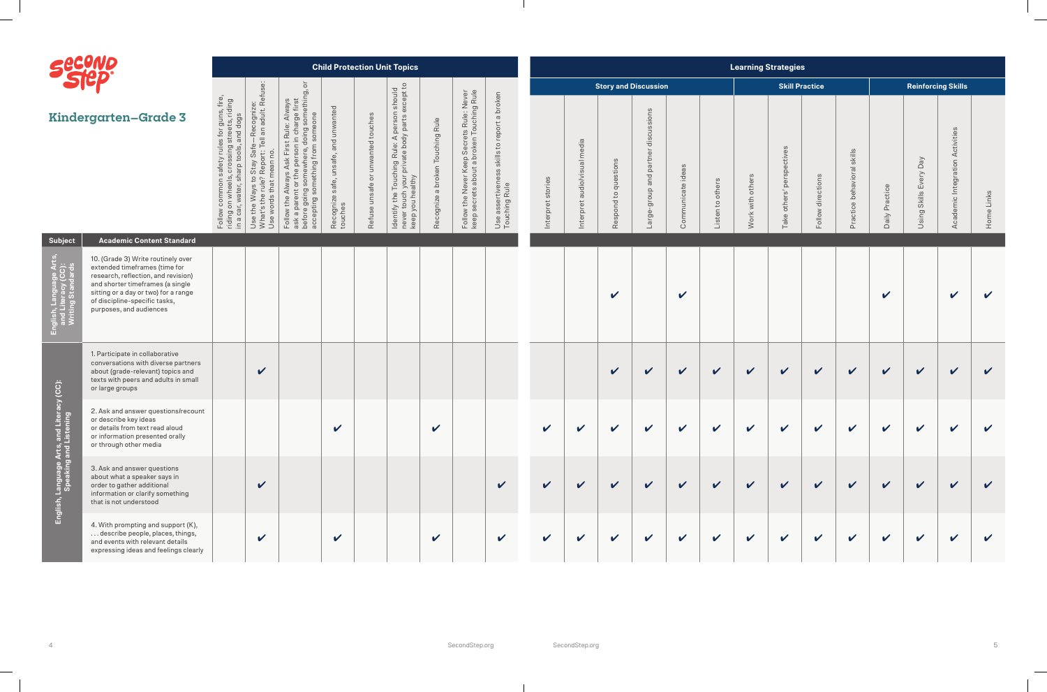# Kindergarten–Grade 3

| Subject | Academic Content Standard | Child Protection Unit Topics | | | | | | | | | Learning Strategies | | | | | | | | | | | | | |
|---|---|---|---|---|---|---|---|---|---|---|---|---|---|---|---|---|---|---|---|---|---|---|---|---|
| | | | | | | | | | | | Story and Discussion | | | | | | Skill Practice | | | | Reinforcing Skills | | | |
| | | Follow common safety rules for guns, fire, riding on wheels, crossing streets, riding in a car, water, sharp tools, and dogs | Use the Ways to Stay Safe—Recognize: What's the rule? Report: Tell an adult. Refuse: Use words that mean no. | Follow the Always Ask First Rule: Always ask a parent or the person in charge first before going somewhere, doing something, or accepting something from someone | Recognize safe, unsafe, and unwanted touches | Refuse unsafe or unwanted touches | Identify the Touching Rule: A person should never touch your private body parts except to keep you healthy | Recognize a broken Touching Rule | Follow the Never Keep Secrets Rule: Never keep secrets about a broken Touching Rule | Use assertiveness skills to report a broken Touching Rule | Interpret stories | Interpret audio/visual media | Respond to questions | Large-group and partner discussions | Communicate ideas | Listen to others | Work with others | Take others' perspectives | Follow directions | Practice behavioral skills | Daily Practice | Using Skills Every Day | Academic Integration Activities | Home Links |
| English, Language Arts, and Literacy (CC): Writing Standards | 10. (Grade 3) Write routinely over extended timeframes (time for research, reflection, and revision) and shorter timeframes (a single sitting or a day or two) for a range of discipline-specific tasks, purposes, and audiences | | | | | | | | | | | | ✔ | | ✔ | | | | | | ✔ | | ✔ | ✔ |
| English, Language Arts, and Literacy (CC): Speaking and Listening | 1. Participate in collaborative conversations with diverse partners about (grade-relevant) topics and texts with peers and adults in small or large groups | | ✔ | | | | | | | | | | ✔ | ✔ | ✔ | ✔ | ✔ | ✔ | ✔ | ✔ | ✔ | ✔ | ✔ | ✔ |
| | 2. Ask and answer questions/recount or describe key ideas or details from text read aloud or information presented orally or through other media | | | | ✔ | | | ✔ | | | ✔ | ✔ | ✔ | ✔ | ✔ | ✔ | ✔ | ✔ | ✔ | ✔ | ✔ | ✔ | ✔ | ✔ |
| | 3. Ask and answer questions about what a speaker says in order to gather additional information or clarify something that is not understood | | ✔ | | | | | | | ✔ | ✔ | ✔ | ✔ | ✔ | ✔ | ✔ | ✔ | ✔ | ✔ | ✔ | ✔ | ✔ | ✔ | ✔ |
| | 4. With prompting and support (K), . . . describe people, places, things, and events with relevant details expressing ideas and feelings clearly | | ✔ | | ✔ | | | ✔ | | ✔ | ✔ | ✔ | ✔ | ✔ | ✔ | ✔ | ✔ | ✔ | ✔ | ✔ | ✔ | ✔ | ✔ | ✔ |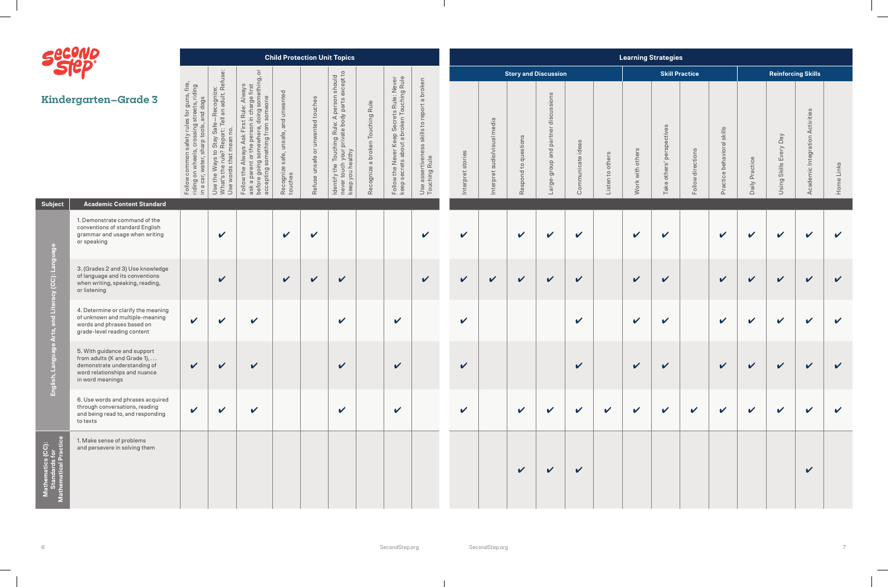# Kindergarten–Grade 3

| Subject | Academic Content Standard | Child Protection Unit Topics | | | | | | | | | Learning Strategies | | | | | | | | | | | | | |
|---|---|---|---|---|---|---|---|---|---|---|---|---|---|---|---|---|---|---|---|---|---|---|---|---|
| | | | | | | | | | | | Story and Discussion | | | | | | Skill Practice | | | | Reinforcing Skills | | | |
| | | Follow common safety rules for guns, fire, riding on wheels, crossing streets, riding in a car, water, sharp tools, and dogs | Use the Ways to Stay Safe—Recognize: What's the rule? Report: Tell an adult. Refuse: Use words that mean no. | Follow the Always Ask First Rule: Always ask a parent or the person in charge first before going somewhere, doing something, or accepting something from someone | Recognize safe, unsafe, and unwanted touches | Refuse unsafe or unwanted touches | Identify the Touching Rule: A person should never touch your private body parts except to keep you healthy | Recognize a broken Touching Rule | Follow the Never Keep Secrets Rule: Never keep secrets about a broken Touching Rule | Use assertiveness skills to report a broken Touching Rule | Interpret stories | Interpret audio/visual media | Respond to questions | Large-group and partner discussions | Communicate ideas | Listen to others | Work with others | Take others' perspectives | Follow directions | Practice behavioral skills | Daily Practice | Using Skills Every Day | Academic Integration Activities | Home Links |
| English, Language Arts, and Literacy (CC): Language | 1. Demonstrate command of the conventions of standard English grammar and usage when writing or speaking | | ✔ | | ✔ | ✔ | | | | ✔ | ✔ | | ✔ | ✔ | ✔ | | ✔ | ✔ | | ✔ | ✔ | ✔ | ✔ | ✔ |
| | 3. (Grades 2 and 3) Use knowledge of language and its conventions when writing, speaking, reading, or listening | | ✔ | | ✔ | ✔ | ✔ | | | ✔ | ✔ | ✔ | ✔ | ✔ | ✔ | | ✔ | ✔ | | ✔ | ✔ | ✔ | ✔ | ✔ |
| | 4. Determine or clarify the meaning of unknown and multiple-meaning words and phrases based on grade-level reading content | ✔ | ✔ | ✔ | | | ✔ | | ✔ | | ✔ | | | | ✔ | | ✔ | ✔ | | ✔ | ✔ | ✔ | ✔ | ✔ |
| | 5. With guidance and support from adults (K and Grade 1), . . . demonstrate understanding of word relationships and nuance in word meanings | ✔ | ✔ | ✔ | | | ✔ | | ✔ | | ✔ | | | | ✔ | | ✔ | ✔ | | ✔ | ✔ | ✔ | ✔ | ✔ |
| | 6. Use words and phrases acquired through conversations, reading and being read to, and responding to texts | ✔ | ✔ | ✔ | | | ✔ | | ✔ | | ✔ | | ✔ | ✔ | ✔ | ✔ | ✔ | ✔ | ✔ | ✔ | ✔ | ✔ | ✔ | ✔ |
| Mathematics (CC): Standards for Mathematical Practice | 1. Make sense of problems and persevere in solving them | | | | | | | | | | | | ✔ | ✔ | ✔ | | | | | | | | ✔ | |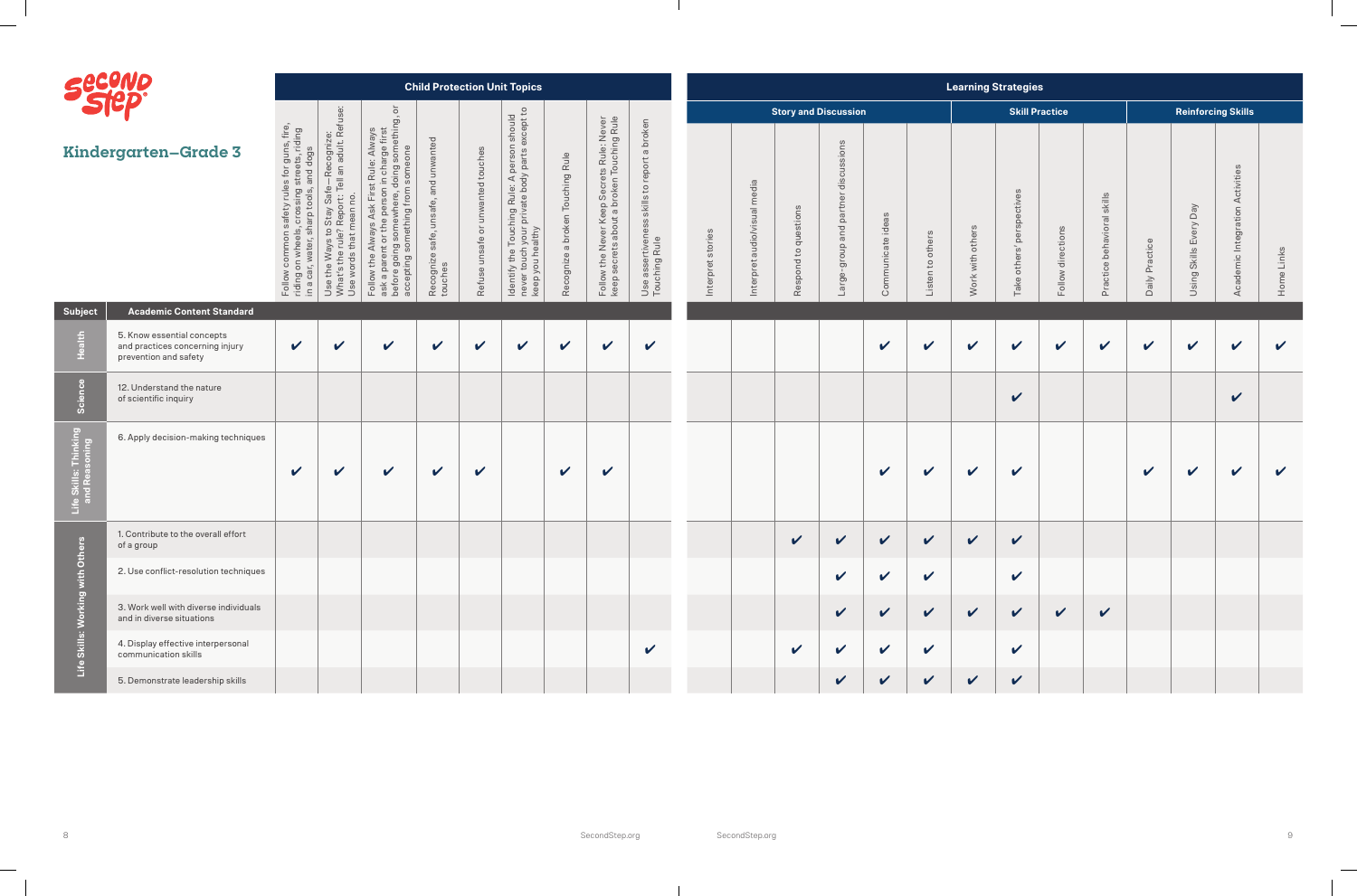| Subject | Academic Content Standard | Child Protection Unit Topics | | | | | | | | | Learning Strategies | | | | | | | | | | | | | |
|---|---|---|---|---|---|---|---|---|---|---|---|---|---|---|---|---|---|---|---|---|---|---|---|---|
| | | | | | | | | | | | Story and Discussion | | | | | | Skill Practice | | | | Reinforcing Skills | | | |
| | | Follow common safety rules for guns, fire, riding on wheels, crossing streets, riding in a car, water, sharp tools, and dogs | Use the Ways to Stay Safe—Recognize: What's the rule? Report: Tell an adult. Refuse: Use words that mean no. | Follow the Always Ask First Rule: Always ask a parent or the person in charge first before going somewhere, doing something, or accepting something from someone | Recognize safe, unsafe, and unwanted touches | Refuse unsafe or unwanted touches | Identify the Touching Rule: A person should never touch your private body parts except to keep you healthy | Recognize a broken Touching Rule | Follow the Never Keep Secrets Rule: Never keep secrets about a broken Touching Rule | Use assertiveness skills to report a broken Touching Rule | Interpret stories | Interpret audio/visual media | Respond to questions | Large-group and partner discussions | Communicate ideas | Listen to others | Work with others | Take others' perspectives | Follow directions | Practice behavioral skills | Daily Practice | Using Skills Every Day | Academic Integration Activities | Home Links |
| Health | 5. Know essential concepts and practices concerning injury prevention and safety | ✔ | ✔ | ✔ | ✔ | ✔ | ✔ | ✔ | ✔ | ✔ | | | | | ✔ | ✔ | ✔ | ✔ | ✔ | ✔ | ✔ | ✔ | ✔ | ✔ |
| Science | 12. Understand the nature of scientific inquiry | | | | | | | | | | | | | | | | | ✔ | | | | | ✔ | |
| Life Skills: Thinking and Reasoning | 6. Apply decision-making techniques | ✔ | ✔ | ✔ | ✔ | ✔ | | ✔ | ✔ | | | | | | ✔ | ✔ | ✔ | ✔ | | | ✔ | ✔ | ✔ | ✔ |
| Life Skills: Working with Others | 1. Contribute to the overall effort of a group | | | | | | | | | | | | ✔ | ✔ | ✔ | ✔ | ✔ | ✔ | | | | | | |
| | 2. Use conflict-resolution techniques | | | | | | | | | | | | | ✔ | ✔ | ✔ | | ✔ | | | | | | |
| | 3. Work well with diverse individuals and in diverse situations | | | | | | | | | | | | | ✔ | ✔ | ✔ | ✔ | ✔ | ✔ | ✔ | | | | |
| | 4. Display effective interpersonal communication skills | | | | | | | | | ✔ | | | ✔ | ✔ | ✔ | ✔ | | ✔ | | | | | | |
| | 5. Demonstrate leadership skills | | | | | | | | | | | | | ✔ | ✔ | ✔ | ✔ | ✔ | | | | | | |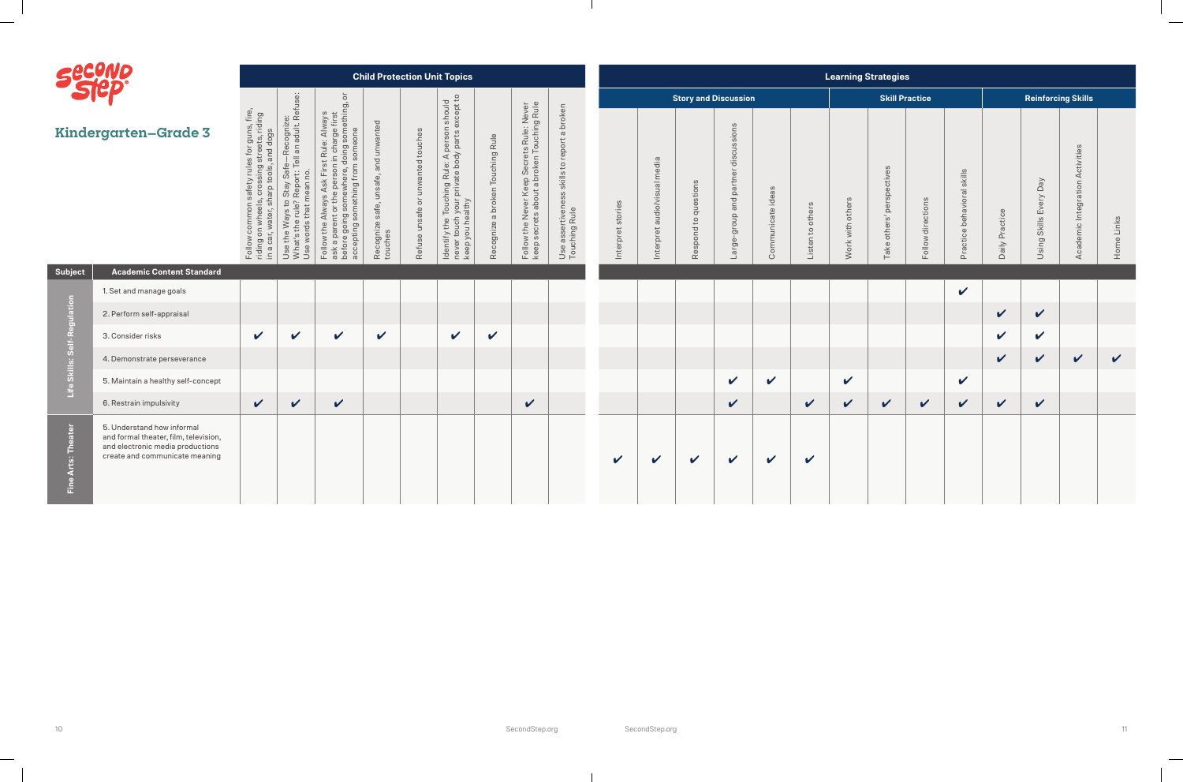# Kindergarten–Grade 3

| Subject | Academic Content Standard | Child Protection Unit Topics | | | | | | | | | Learning Strategies | | | | | | | | | | | | | |
|---|---|---|---|---|---|---|---|---|---|---|---|---|---|---|---|---|---|---|---|---|---|---|---|---|
| | | | | | | | | | | | Story and Discussion | | | | | | Skill Practice | | | | Reinforcing Skills | | | |
| | | Follow common safety rules for guns, fire, riding on wheels, crossing streets, riding in a car, water, sharp tools, and dogs | Use the Ways to Stay Safe—Recognize: What's the rule? Report: Tell an adult. Refuse: Use words that mean no. | Follow the Always Ask First Rule: Always ask a parent or the person in charge first before going somewhere, doing something, or accepting something from someone | Recognize safe, unsafe, and unwanted touches | Refuse unsafe or unwanted touches | Identify the Touching Rule: A person should never touch your private body parts except to keep you healthy | Recognize a broken Touching Rule | Follow the Never Keep Secrets Rule: Never keep secrets about a broken Touching Rule | Use assertiveness skills to report a broken Touching Rule | Interpret stories | Interpret audio/visual media | Respond to questions | Large-group and partner discussions | Communicate ideas | Listen to others | Work with others | Take others' perspectives | Follow directions | Practice behavioral skills | Daily Practice | Using Skills Every Day | Academic Integration Activities | Home Links |
| Life Skills: Self-Regulation | 1. Set and manage goals | | | | | | | | | | | | | | | | | | | ✔ | | | | |
| Life Skills: Self-Regulation | 2. Perform self-appraisal | | | | | | | | | | | | | | | | | | | | ✔ | ✔ | | |
| Life Skills: Self-Regulation | 3. Consider risks | ✔ | ✔ | ✔ | ✔ | | ✔ | ✔ | | | | | | | | | | | | | ✔ | ✔ | | |
| Life Skills: Self-Regulation | 4. Demonstrate perseverance | | | | | | | | | | | | | | | | | | | | ✔ | ✔ | ✔ | ✔ |
| Life Skills: Self-Regulation | 5. Maintain a healthy self-concept | | | | | | | | | | | | | ✔ | ✔ | | ✔ | | | ✔ | | | | |
| Life Skills: Self-Regulation | 6. Restrain impulsivity | ✔ | ✔ | ✔ | | | | | ✔ | | | | | ✔ | | ✔ | ✔ | ✔ | ✔ | ✔ | ✔ | ✔ | | |
| Fine Arts: Theater | 5. Understand how informal and formal theater, film, television, and electronic media productions create and communicate meaning | | | | | | | | | | ✔ | ✔ | ✔ | ✔ | ✔ | ✔ | | | | | | | | |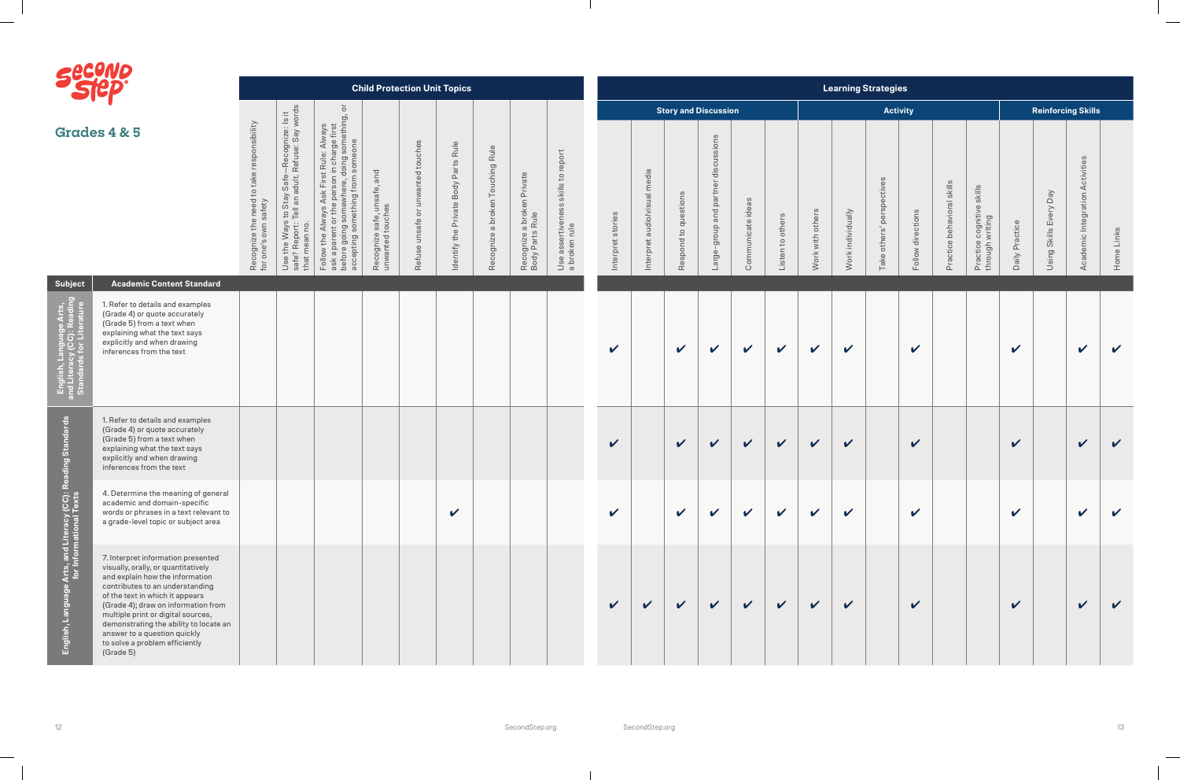# Grades 4 & 5

| Subject | Academic Content Standard | Child Protection Unit Topics | | | | | | | | | Learning Strategies | | | | | | | | | | | | | | | |
|---|---|---|---|---|---|---|---|---|---|---|---|---|---|---|---|---|---|---|---|---|---|---|---|---|---|---|
| | | | | | | | | | | | Story and Discussion | | | | | | Activity | | | | | | Reinforcing Skills | | | |
| | | Recognize the need to take responsibility for one's own safety | Use the Ways to Stay Safe—Recognize: Is it safe? Report: Tell an adult. Refuse: Say words that mean no. | Follow the Always Ask First Rule: Always ask a parent or the person in charge first before going somewhere, doing something, or accepting something from someone | Recognize safe, unsafe, and unwanted touches | Refuse unsafe or unwanted touches | Identify the Private Body Parts Rule | Recognize a broken Touching Rule | Recognize a broken Private Body Parts Rule | Use assertiveness skills to report a broken rule | Interpret stories | Interpret audiovisual media | Respond to questions | Large-group and partner discussions | Communicate ideas | Listen to others | Work with others | Work individually | Take others' perspectives | Follow directions | Practice behavioral skills | Practice cognitive skills through writing | Daily Practice | Using Skills Every Day | Academic Integration Activities | Home Links |
| English, Language Arts, and Literacy (CC): Reading Standards for Literature | 1. Refer to details and examples (Grade 4) or quote accurately (Grade 5) from a text when explaining what the text says explicitly and when drawing inferences from the text | | | | | | | | | | ✔ | | ✔ | ✔ | ✔ | ✔ | ✔ | ✔ | | ✔ | | | ✔ | | ✔ | ✔ |
| English, Language Arts, and Literacy (CC): Reading Standards for Informational Texts | 1. Refer to details and examples (Grade 4) or quote accurately (Grade 5) from a text when explaining what the text says explicitly and when drawing inferences from the text | | | | | | | | | | ✔ | | ✔ | ✔ | ✔ | ✔ | ✔ | ✔ | | ✔ | | | ✔ | | ✔ | ✔ |
| | 4. Determine the meaning of general academic and domain-specific words or phrases in a text relevant to a grade-level topic or subject area | | | | | | ✔ | | | | ✔ | | ✔ | ✔ | ✔ | ✔ | ✔ | ✔ | | ✔ | | | ✔ | | ✔ | ✔ |
| | 7. Interpret information presented visually, orally, or quantitatively and explain how the information contributes to an understanding of the text in which it appears (Grade 4); draw on information from multiple print or digital sources, demonstrating the ability to locate an answer to a question quickly to solve a problem efficiently (Grade 5) | | | | | | | | | | ✔ | ✔ | ✔ | ✔ | ✔ | ✔ | ✔ | ✔ | | ✔ | | | ✔ | | ✔ | ✔ |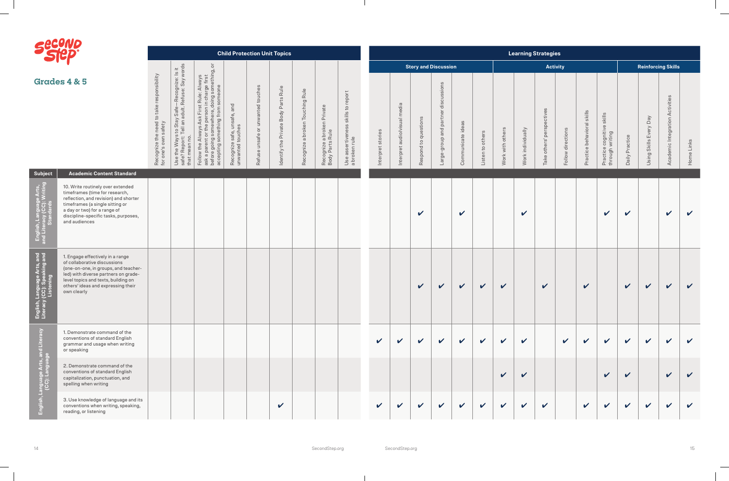# Second Step

## Grades 4 & 5

| Subject | Academic Content Standard | Child Protection Unit Topics | | | | | | | | | Learning Strategies | | | | | | | | | | | | | | | |
|---|---|---|---|---|---|---|---|---|---|---|---|---|---|---|---|---|---|---|---|---|---|---|---|---|---|---|
| | | | | | | | | | | | Story and Discussion | | | | | | Activity | | | | | | Reinforcing Skills | | | |
| | | Recognize the need to take responsibility for one's own safety | Use the Ways to Stay Safe—Recognize: Is it safe? Report: Tell an adult. Refuse: Say words that mean no. | Follow the Always Ask First Rule: Always ask a parent or the person in charge first before going somewhere, doing something, or accepting something from someone | Recognize safe, unsafe, and unwanted touches | Refuse unsafe or unwanted touches | Identify the Private Body Parts Rule | Recognize a broken Touching Rule | Recognize a broken Private Body Parts Rule | Use assertiveness skills to report a broken rule | Interpret stories | Interpret audiovisual media | Respond to questions | Large-group and partner discussions | Communicate ideas | Listen to others | Work with others | Work individually | Take others' perspectives | Follow directions | Practice behavioral skills | Practice cognitive skills through writing | Daily Practice | Using Skills Every Day | Academic Integration Activities | Home Links |
| English, Language Arts, and Literacy (CC): Writing Standards | 10. Write routinely over extended timeframes (time for research, reflection, and revision) and shorter timeframes (a single sitting or a day or two) for a range of discipline-specific tasks, purposes, and audiences | | | | | | | | | | | | ✔ | | ✔ | | | ✔ | | | | ✔ | ✔ | | ✔ | ✔ |
| English, Language Arts, and Literacy (CC): Speaking and Listening | 1. Engage effectively in a range of collaborative discussions (one-on-one, in groups, and teacher-led) with diverse partners on grade-level topics and texts, building on others' ideas and expressing their own clearly | | | | | | | | | | | | ✔ | ✔ | ✔ | ✔ | ✔ | | ✔ | | ✔ | | ✔ | ✔ | ✔ | ✔ |
| English, Language Arts, and Literacy (CC): Language | 1. Demonstrate command of the conventions of standard English grammar and usage when writing or speaking | | | | | | | | | | ✔ | ✔ | ✔ | ✔ | ✔ | ✔ | ✔ | ✔ | | ✔ | ✔ | ✔ | ✔ | ✔ | ✔ | ✔ |
| | 2. Demonstrate command of the conventions of standard English capitalization, punctuation, and spelling when writing | | | | | | | | | | | | | | | | ✔ | ✔ | | | | ✔ | ✔ | | ✔ | ✔ |
| | 3. Use knowledge of language and its conventions when writing, speaking, reading, or listening | | | | | | ✔ | | | | ✔ | ✔ | ✔ | ✔ | ✔ | ✔ | ✔ | ✔ | ✔ | | ✔ | ✔ | ✔ | ✔ | ✔ | ✔ |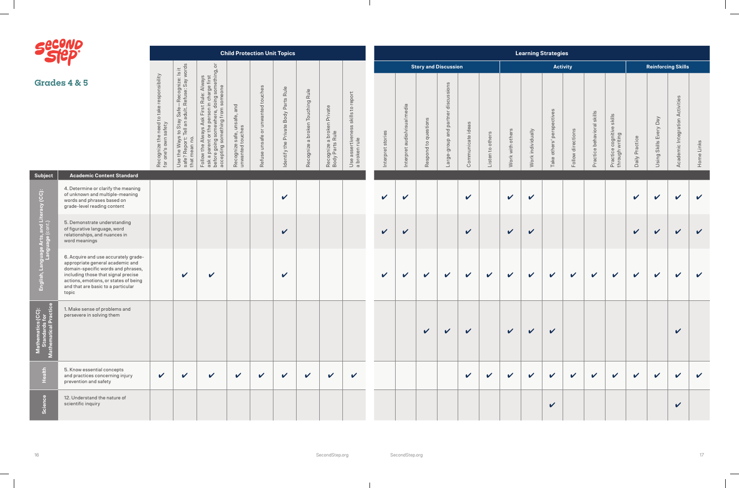# Second Step

## Grades 4 & 5

| Subject | Academic Content Standard | Recognize the need to take responsibility for one's own safety | Use the Ways to Stay Safe—Recognize: Is it safe? Report: Tell an adult. Refuse: Say words that mean no. | Follow the Always Ask First Rule: Always ask a parent or the person in charge first before going somewhere, doing something, or accepting something from someone | Recognize safe, unsafe, and unwanted touches | Refuse unsafe or unwanted touches | Identify the Private Body Parts Rule | Recognize a broken Touching Rule | Recognize a broken Private Body Parts Rule | Use assertiveness skills to report a broken rule | Interpret stories | Interpret audiovisual media | Respond to questions | Large-group and partner discussions | Communicate ideas | Listen to others | Work with others | Work individually | Take others' perspectives | Follow directions | Practice behavioral skills | Practice cognitive skills through writing | Daily Practice | Using Skills Every Day | Academic Integration Activities | Home Links |
|---|---|---|---|---|---|---|---|---|---|---|---|---|---|---|---|---|---|---|---|---|---|---|---|---|---|---|
| | | **Child Protection Unit Topics** | | | | | | | | | **Learning Strategies: Story and Discussion** | | | | | | **Activity** | | | | | | **Reinforcing Skills** | | | |
| English, Language Arts and Literacy (CC): Language (cont.) | 4. Determine or clarify the meaning of unknown and multiple-meaning words and phrases based on grade-level reading content | | | | | | ✔ | | | | ✔ | ✔ | | | ✔ | | ✔ | ✔ | | | | | ✔ | ✔ | ✔ | ✔ |
| | 5. Demonstrate understanding of figurative language, word relationships, and nuances in word meanings | | | | | | ✔ | | | | ✔ | ✔ | | | ✔ | | ✔ | ✔ | | | | | ✔ | ✔ | ✔ | ✔ |
| | 6. Acquire and use accurately grade-appropriate general academic and domain-specific words and phrases, including those that signal precise actions, emotions, or states of being and that are basic to a particular topic | | ✔ | ✔ | | | ✔ | | | | ✔ | ✔ | ✔ | ✔ | ✔ | ✔ | ✔ | ✔ | ✔ | ✔ | ✔ | ✔ | ✔ | ✔ | ✔ | ✔ |
| Mathematics (CC): Standards for Mathematical Practice | 1. Make sense of problems and persevere in solving them | | | | | | | | | | | | ✔ | ✔ | ✔ | | ✔ | ✔ | ✔ | | | | | | ✔ | |
| Health | 5. Know essential concepts and practices concerning injury prevention and safety | ✔ | ✔ | ✔ | ✔ | ✔ | ✔ | ✔ | ✔ | ✔ | | | | | ✔ | ✔ | ✔ | ✔ | ✔ | ✔ | ✔ | ✔ | ✔ | ✔ | ✔ | ✔ |
| Science | 12. Understand the nature of scientific inquiry | | | | | | | | | | | | | | | | | | ✔ | | | | | | ✔ | |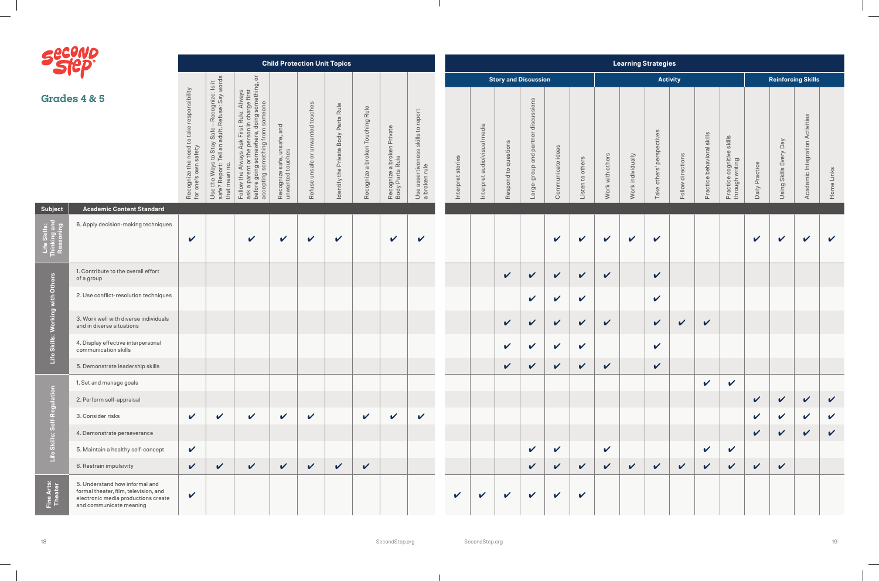# Second Step

## Grades 4 & 5

| | | Child Protection Unit Topics | | | | | | | | | Learning Strategies | | | | | | | | | | | | | | | |
|---|---|---|---|---|---|---|---|---|---|---|---|---|---|---|---|---|---|---|---|---|---|---|---|---|---|---|
| | | | | | | | | | | | Story and Discussion | | | | | | Activity | | | | | | Reinforcing Skills | | | |
| **Subject** | **Academic Content Standard** | Recognize the need to take responsibility for one's own safety | Use the Ways to Stay Safe—Recognize: Is it safe? Report: Tell an adult. Refuse: Say words that mean no. | Follow the Always Ask First Rule: Always ask a parent or the person in charge first before going somewhere, doing something, or accepting something from someone | Recognize safe, unsafe, and unwanted touches | Refuse unsafe or unwanted touches | Identify the Private Body Parts Rule | Recognize a broken Touching Rule | Recognize a broken Private Body Parts Rule | Use assertiveness skills to report a broken rule | Interpret stories | Interpret audiovisual media | Respond to questions | Large-group and partner discussions | Communicate ideas | Listen to others | Work with others | Work individually | Take others' perspectives | Follow directions | Practice behavioral skills | Practice cognitive skills through writing | Daily Practice | Using Skills Every Day | Academic Integration Activities | Home Links |
| Life Skills: Thinking and Reasoning | 6. Apply decision-making techniques | ✔ | | ✔ | ✔ | ✔ | ✔ | | ✔ | ✔ | | | | | ✔ | ✔ | ✔ | ✔ | ✔ | | | | ✔ | ✔ | ✔ | ✔ |
| Life Skills: Working with Others | 1. Contribute to the overall effort of a group | | | | | | | | | | | | ✔ | ✔ | ✔ | ✔ | ✔ | | ✔ | | | | | | | |
| | 2. Use conflict-resolution techniques | | | | | | | | | | | | | ✔ | ✔ | ✔ | | | ✔ | | | | | | | |
| | 3. Work well with diverse individuals and in diverse situations | | | | | | | | | | | | ✔ | ✔ | ✔ | ✔ | ✔ | | ✔ | ✔ | ✔ | | | | | |
| | 4. Display effective interpersonal communication skills | | | | | | | | | | | | ✔ | ✔ | ✔ | ✔ | | | ✔ | | | | | | | |
| | 5. Demonstrate leadership skills | | | | | | | | | | | | ✔ | ✔ | ✔ | ✔ | ✔ | | ✔ | | | | | | | |
| Life Skills: Self-Regulation | 1. Set and manage goals | | | | | | | | | | | | | | | | | | | | ✔ | ✔ | | | | |
| | 2. Perform self-appraisal | | | | | | | | | | | | | | | | | | | | | | ✔ | ✔ | ✔ | ✔ |
| | 3. Consider risks | ✔ | ✔ | ✔ | ✔ | ✔ | | ✔ | ✔ | ✔ | | | | | | | | | | | | | ✔ | ✔ | ✔ | ✔ |
| | 4. Demonstrate perseverance | | | | | | | | | | | | | | | | | | | | | | ✔ | ✔ | ✔ | ✔ |
| | 5. Maintain a healthy self-concept | ✔ | | | | | | | | | | | | ✔ | ✔ | | ✔ | | | | ✔ | ✔ | | | | |
| | 6. Restrain impulsivity | ✔ | ✔ | ✔ | ✔ | ✔ | ✔ | ✔ | | | | | | ✔ | ✔ | ✔ | ✔ | ✔ | ✔ | ✔ | ✔ | ✔ | ✔ | ✔ | | |
| Fine Arts: Theater | 5. Understand how informal and formal theater, film, television, and electronic media productions create and communicate meaning | ✔ | | | | | | | | | ✔ | ✔ | ✔ | ✔ | ✔ | ✔ | | | | | | | | | | |

SecondStep.org

SecondStep.org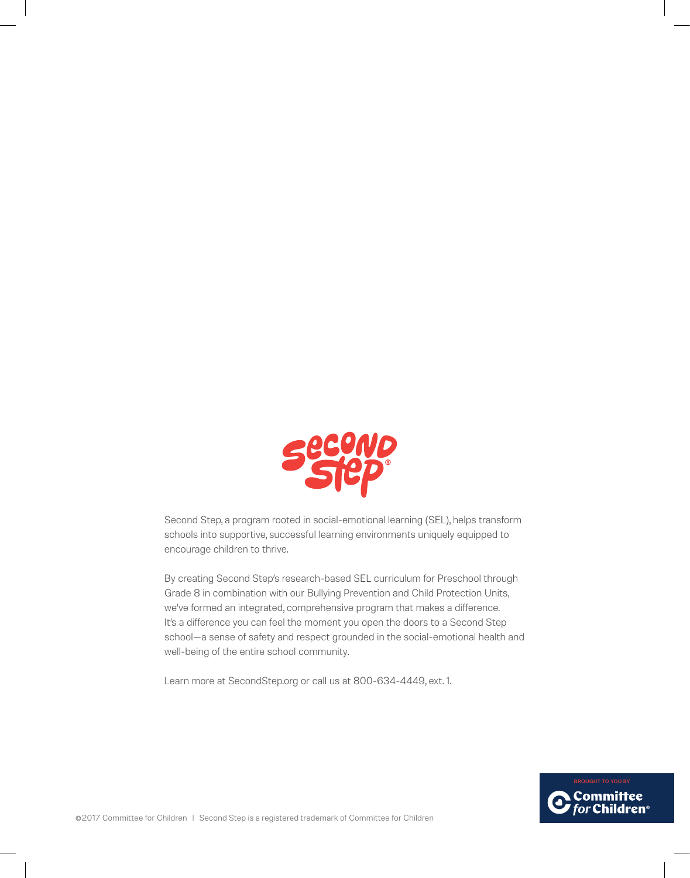Second Step, a program rooted in social-emotional learning (SEL), helps transform schools into supportive, successful learning environments uniquely equipped to encourage children to thrive.

By creating Second Step's research-based SEL curriculum for Preschool through Grade 8 in combination with our Bullying Prevention and Child Protection Units, we've formed an integrated, comprehensive program that makes a difference. It's a difference you can feel the moment you open the doors to a Second Step school—a sense of safety and respect grounded in the social-emotional health and well-being of the entire school community.

Learn more at SecondStep.org or call us at 800-634-4449, ext. 1.

©2017 Committee for Children | Second Step is a registered trademark of Committee for Children

BROUGHT TO YOU BY

Committee for Children®